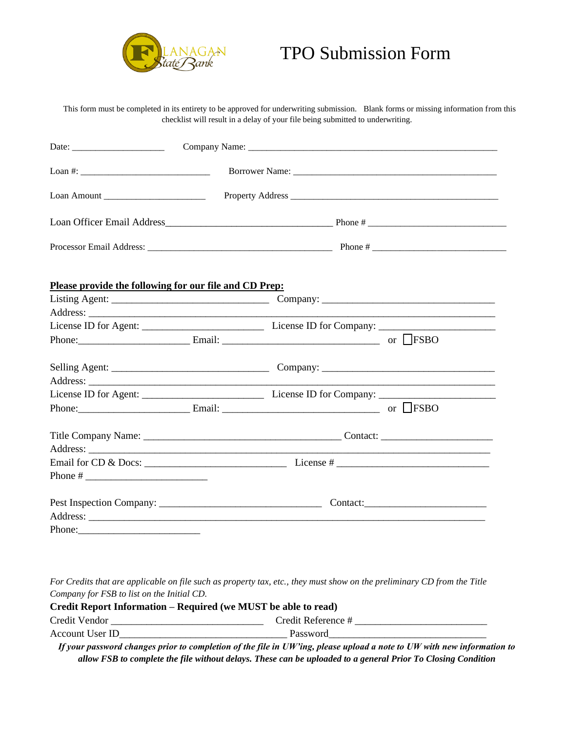# TPO Submission Form

This form must be completed in its entirety to be approved for underwriting submission. Blank forms or missing information from this checklist will result in a delay of your file being submitted to underwriting.

Date: ____________________ Company Name: ________________________________________________________

Loan #: ____________________________ Borrower Name: ______________________________________________

Loan Amount ______________________ Property Address _______________________________________________

Loan Officer Email Address___________________________________ Phone # ______________________________

Processor Email Address: ________________________________________ Phone # _____________________________

**Please provide the following for our file and CD Prep:**

Listing Agent: __________________________________ Company: ____________________________________

Address: ___________________________________________________________________________________

License ID for Agent: _________________________ License ID for Company: _______________________

Phone:______________________ Email: ________________________________ or ☐FSBO

Selling Agent: __________________________________ Company: ____________________________________

Address: ___________________________________________________________________________________

License ID for Agent: _________________________ License ID for Company: _______________________

Phone:______________________ Email: ________________________________ or ☐FSBO

Title Company Name: ____________________________________ Contact: ______________________

Address: ___________________________________________________________________________________

Email for CD & Docs: ____________________________ License # _______________________________

Phone # _________________________

Pest Inspection Company: __________________________________ Contact:_________________________

Address: ___________________________________________________________________________________

Phone:_________________________

*For Credits that are applicable on file such as property tax, etc., they must show on the preliminary CD from the Title Company for FSB to list on the Initial CD.*

**Credit Report Information – Required (we MUST be able to read)**

Credit Vendor _______________________________ Credit Reference # ___________________________

Account User ID__________________________________ Password________________________________

***If your password changes prior to completion of the file in UW'ing, please upload a note to UW with new information to allow FSB to complete the file without delays. These can be uploaded to a general Prior To Closing Condition***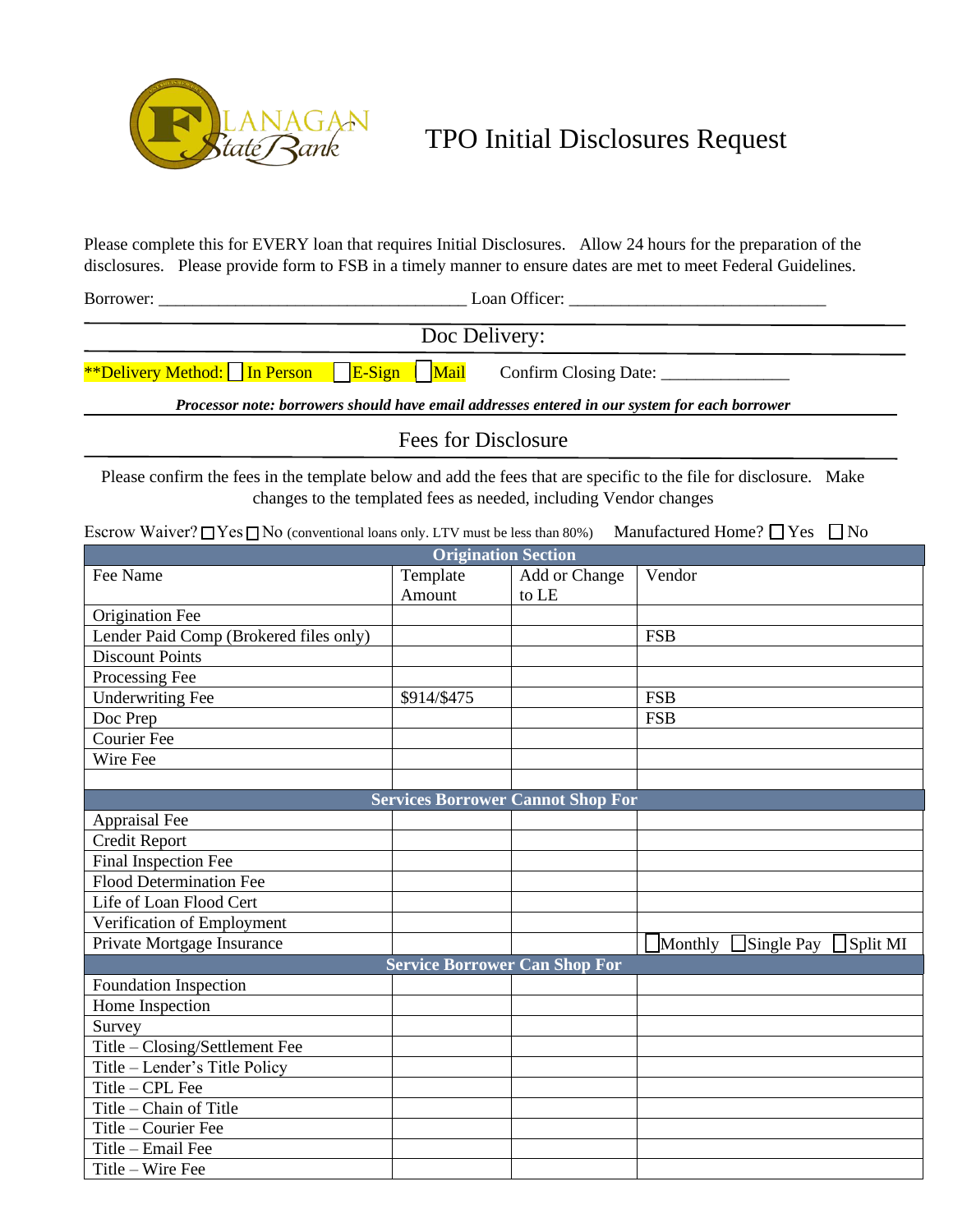# TPO Initial Disclosures Request

Please complete this for EVERY loan that requires Initial Disclosures. Allow 24 hours for the preparation of the disclosures. Please provide form to FSB in a timely manner to ensure dates are met to meet Federal Guidelines.

Borrower: ___________________________________ Loan Officer: _____________________________

## Doc Delivery:

**Delivery Method: ☐ In Person ☐ E-Sign ☐ Mail Confirm Closing Date: _______________

***Processor note: borrowers should have email addresses entered in our system for each borrower***

## Fees for Disclosure

Please confirm the fees in the template below and add the fees that are specific to the file for disclosure. Make changes to the templated fees as needed, including Vendor changes

Escrow Waiver? ☐ Yes ☐ No (conventional loans only. LTV must be less than 80%) Manufactured Home? ☐ Yes ☐ No

| Fee Name | Template Amount | Add or Change to LE | Vendor |
|---|---|---|---|
| **Origination Section** | | | |
| Origination Fee | | | |
| Lender Paid Comp (Brokered files only) | | | FSB |
| Discount Points | | | |
| Processing Fee | | | |
| Underwriting Fee | $914/$475 | | FSB |
| Doc Prep | | | FSB |
| Courier Fee | | | |
| Wire Fee | | | |
| | | | |
| **Services Borrower Cannot Shop For** | | | |
| Appraisal Fee | | | |
| Credit Report | | | |
| Final Inspection Fee | | | |
| Flood Determination Fee | | | |
| Life of Loan Flood Cert | | | |
| Verification of Employment | | | |
| Private Mortgage Insurance | | | ☐Monthly ☐Single Pay ☐Split MI |
| **Service Borrower Can Shop For** | | | |
| Foundation Inspection | | | |
| Home Inspection | | | |
| Survey | | | |
| Title – Closing/Settlement Fee | | | |
| Title – Lender's Title Policy | | | |
| Title – CPL Fee | | | |
| Title – Chain of Title | | | |
| Title – Courier Fee | | | |
| Title – Email Fee | | | |
| Title – Wire Fee | | | |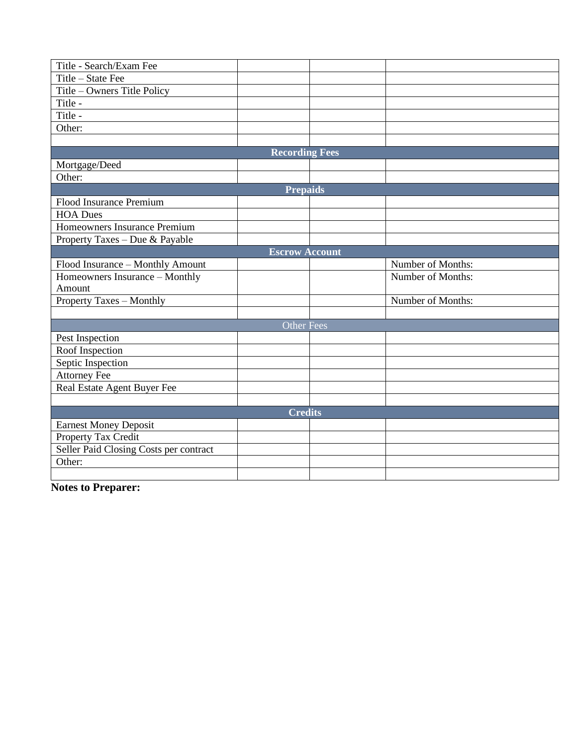| | | | |
|---|---|---|---|
| Title - Search/Exam Fee | | | |
| Title – State Fee | | | |
| Title – Owners Title Policy | | | |
| Title - | | | |
| Title - | | | |
| Other: | | | |
| | | | |
| **Recording Fees** | | | |
| Mortgage/Deed | | | |
| Other: | | | |
| **Prepaids** | | | |
| Flood Insurance Premium | | | |
| HOA Dues | | | |
| Homeowners Insurance Premium | | | |
| Property Taxes – Due & Payable | | | |
| **Escrow Account** | | | |
| Flood Insurance – Monthly Amount | | | Number of Months: |
| Homeowners Insurance – Monthly Amount | | | Number of Months: |
| Property Taxes – Monthly | | | Number of Months: |
| | | | |
| Other Fees | | | |
| Pest Inspection | | | |
| Roof Inspection | | | |
| Septic Inspection | | | |
| Attorney Fee | | | |
| Real Estate Agent Buyer Fee | | | |
| | | | |
| **Credits** | | | |
| Earnest Money Deposit | | | |
| Property Tax Credit | | | |
| Seller Paid Closing Costs per contract | | | |
| Other: | | | |
| | | | |

**Notes to Preparer:**